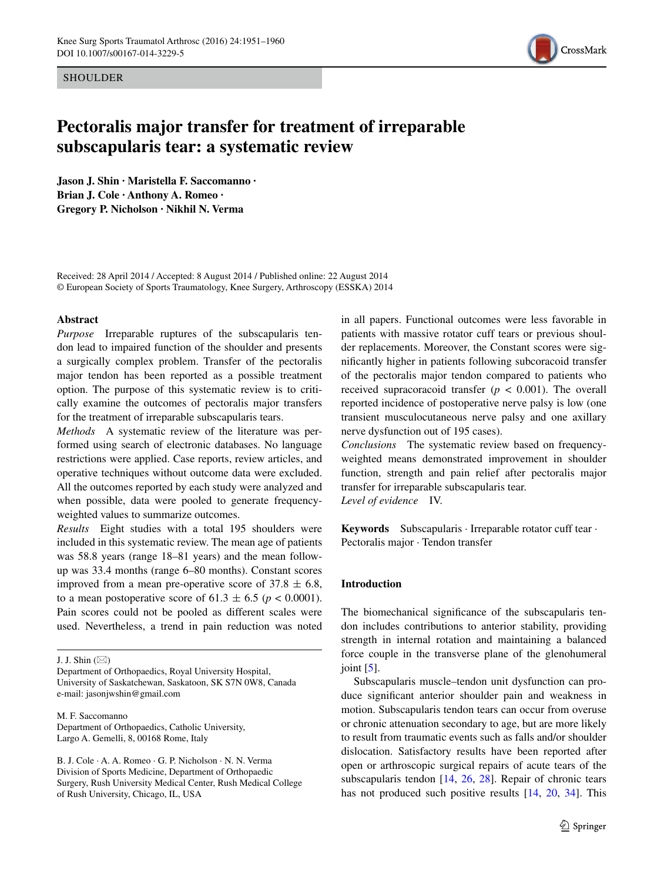SHOULDER

# Pectoralis major transfer for treatment of irreparable subscapularis tear: a systematic review

**Jason J. Shin · Maristella F. Saccomanno · Brian J. Cole · Anthony A. Romeo · Gregory P. Nicholson · Nikhil N. Verma**

Received: 28 April 2014 / Accepted: 8 August 2014 / Published online: 22 August 2014
© European Society of Sports Traumatology, Knee Surgery, Arthroscopy (ESSKA) 2014

## Abstract

*Purpose* Irreparable ruptures of the subscapularis tendon lead to impaired function of the shoulder and presents a surgically complex problem. Transfer of the pectoralis major tendon has been reported as a possible treatment option. The purpose of this systematic review is to critically examine the outcomes of pectoralis major transfers for the treatment of irreparable subscapularis tears.

*Methods* A systematic review of the literature was performed using search of electronic databases. No language restrictions were applied. Case reports, review articles, and operative techniques without outcome data were excluded. All the outcomes reported by each study were analyzed and when possible, data were pooled to generate frequency-weighted values to summarize outcomes.

*Results* Eight studies with a total 195 shoulders were included in this systematic review. The mean age of patients was 58.8 years (range 18–81 years) and the mean follow-up was 33.4 months (range 6–80 months). Constant scores improved from a mean pre-operative score of 37.8 ± 6.8, to a mean postoperative score of 61.3 ± 6.5 ($p < 0.0001$). Pain scores could not be pooled as different scales were used. Nevertheless, a trend in pain reduction was noted in all papers. Functional outcomes were less favorable in patients with massive rotator cuff tears or previous shoulder replacements. Moreover, the Constant scores were significantly higher in patients following subcoracoid transfer of the pectoralis major tendon compared to patients who received supracoracoid transfer ($p < 0.001$). The overall reported incidence of postoperative nerve palsy is low (one transient musculocutaneous nerve palsy and one axillary nerve dysfunction out of 195 cases).

*Conclusions* The systematic review based on frequency-weighted means demonstrated improvement in shoulder function, strength and pain relief after pectoralis major transfer for irreparable subscapularis tear.

*Level of evidence* IV.

**Keywords** Subscapularis · Irreparable rotator cuff tear · Pectoralis major · Tendon transfer

J. J. Shin (✉)
Department of Orthopaedics, Royal University Hospital, University of Saskatchewan, Saskatoon, SK S7N 0W8, Canada
e-mail: jasonjwshin@gmail.com

M. F. Saccomanno
Department of Orthopaedics, Catholic University, Largo A. Gemelli, 8, 00168 Rome, Italy

B. J. Cole · A. A. Romeo · G. P. Nicholson · N. N. Verma
Division of Sports Medicine, Department of Orthopaedic Surgery, Rush University Medical Center, Rush Medical College of Rush University, Chicago, IL, USA

## Introduction

The biomechanical significance of the subscapularis tendon includes contributions to anterior stability, providing strength in internal rotation and maintaining a balanced force couple in the transverse plane of the glenohumeral joint [5].

Subscapularis muscle–tendon unit dysfunction can produce significant anterior shoulder pain and weakness in motion. Subscapularis tendon tears can occur from overuse or chronic attenuation secondary to age, but are more likely to result from traumatic events such as falls and/or shoulder dislocation. Satisfactory results have been reported after open or arthroscopic surgical repairs of acute tears of the subscapularis tendon [14, 26, 28]. Repair of chronic tears has not produced such positive results [14, 20, 34]. This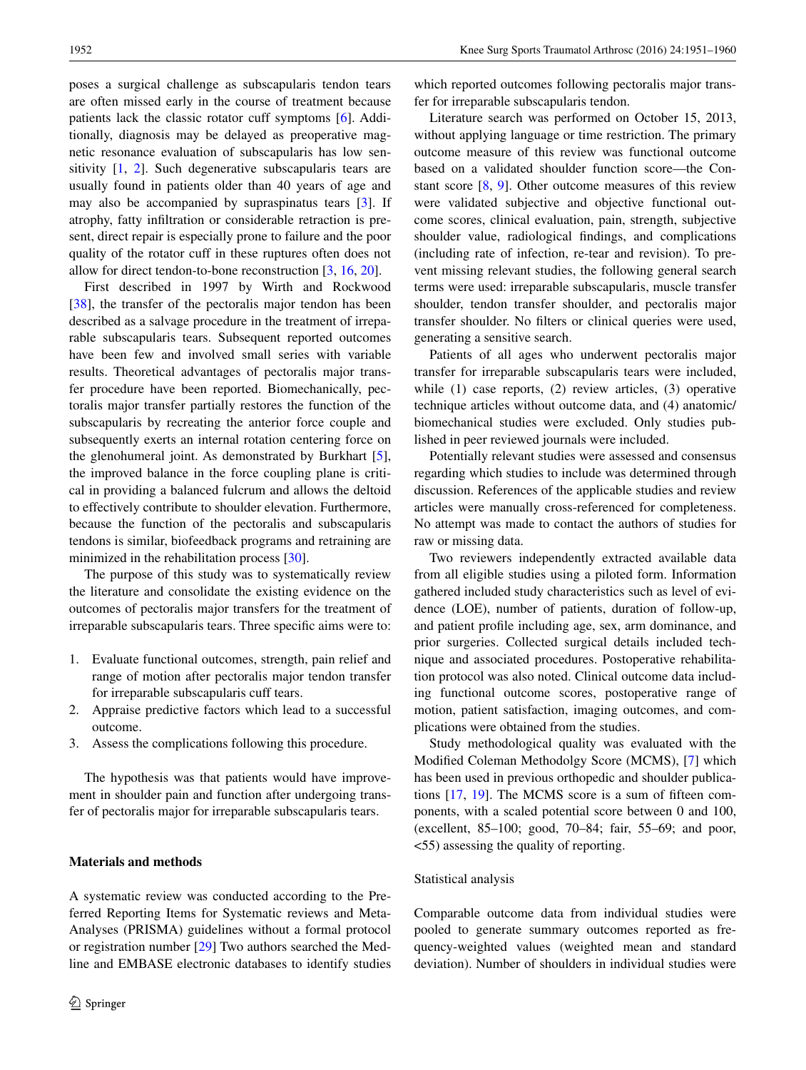poses a surgical challenge as subscapularis tendon tears are often missed early in the course of treatment because patients lack the classic rotator cuff symptoms [6]. Additionally, diagnosis may be delayed as preoperative magnetic resonance evaluation of subscapularis has low sensitivity [1, 2]. Such degenerative subscapularis tears are usually found in patients older than 40 years of age and may also be accompanied by supraspinatus tears [3]. If atrophy, fatty infiltration or considerable retraction is present, direct repair is especially prone to failure and the poor quality of the rotator cuff in these ruptures often does not allow for direct tendon-to-bone reconstruction [3, 16, 20].

First described in 1997 by Wirth and Rockwood [38], the transfer of the pectoralis major tendon has been described as a salvage procedure in the treatment of irreparable subscapularis tears. Subsequent reported outcomes have been few and involved small series with variable results. Theoretical advantages of pectoralis major transfer procedure have been reported. Biomechanically, pectoralis major transfer partially restores the function of the subscapularis by recreating the anterior force couple and subsequently exerts an internal rotation centering force on the glenohumeral joint. As demonstrated by Burkhart [5], the improved balance in the force coupling plane is critical in providing a balanced fulcrum and allows the deltoid to effectively contribute to shoulder elevation. Furthermore, because the function of the pectoralis and subscapularis tendons is similar, biofeedback programs and retraining are minimized in the rehabilitation process [30].

The purpose of this study was to systematically review the literature and consolidate the existing evidence on the outcomes of pectoralis major transfers for the treatment of irreparable subscapularis tears. Three specific aims were to:

1. Evaluate functional outcomes, strength, pain relief and range of motion after pectoralis major tendon transfer for irreparable subscapularis cuff tears.
2. Appraise predictive factors which lead to a successful outcome.
3. Assess the complications following this procedure.

The hypothesis was that patients would have improvement in shoulder pain and function after undergoing transfer of pectoralis major for irreparable subscapularis tears.

## Materials and methods

A systematic review was conducted according to the Preferred Reporting Items for Systematic reviews and Meta-Analyses (PRISMA) guidelines without a formal protocol or registration number [29] Two authors searched the Medline and EMBASE electronic databases to identify studies which reported outcomes following pectoralis major transfer for irreparable subscapularis tendon.

Literature search was performed on October 15, 2013, without applying language or time restriction. The primary outcome measure of this review was functional outcome based on a validated shoulder function score—the Constant score [8, 9]. Other outcome measures of this review were validated subjective and objective functional outcome scores, clinical evaluation, pain, strength, subjective shoulder value, radiological findings, and complications (including rate of infection, re-tear and revision). To prevent missing relevant studies, the following general search terms were used: irreparable subscapularis, muscle transfer shoulder, tendon transfer shoulder, and pectoralis major transfer shoulder. No filters or clinical queries were used, generating a sensitive search.

Patients of all ages who underwent pectoralis major transfer for irreparable subscapularis tears were included, while (1) case reports, (2) review articles, (3) operative technique articles without outcome data, and (4) anatomic/biomechanical studies were excluded. Only studies published in peer reviewed journals were included.

Potentially relevant studies were assessed and consensus regarding which studies to include was determined through discussion. References of the applicable studies and review articles were manually cross-referenced for completeness. No attempt was made to contact the authors of studies for raw or missing data.

Two reviewers independently extracted available data from all eligible studies using a piloted form. Information gathered included study characteristics such as level of evidence (LOE), number of patients, duration of follow-up, and patient profile including age, sex, arm dominance, and prior surgeries. Collected surgical details included technique and associated procedures. Postoperative rehabilitation protocol was also noted. Clinical outcome data including functional outcome scores, postoperative range of motion, patient satisfaction, imaging outcomes, and complications were obtained from the studies.

Study methodological quality was evaluated with the Modified Coleman Methodolgy Score (MCMS), [7] which has been used in previous orthopedic and shoulder publications [17, 19]. The MCMS score is a sum of fifteen components, with a scaled potential score between 0 and 100, (excellent, 85–100; good, 70–84; fair, 55–69; and poor, <55) assessing the quality of reporting.

### Statistical analysis

Comparable outcome data from individual studies were pooled to generate summary outcomes reported as frequency-weighted values (weighted mean and standard deviation). Number of shoulders in individual studies were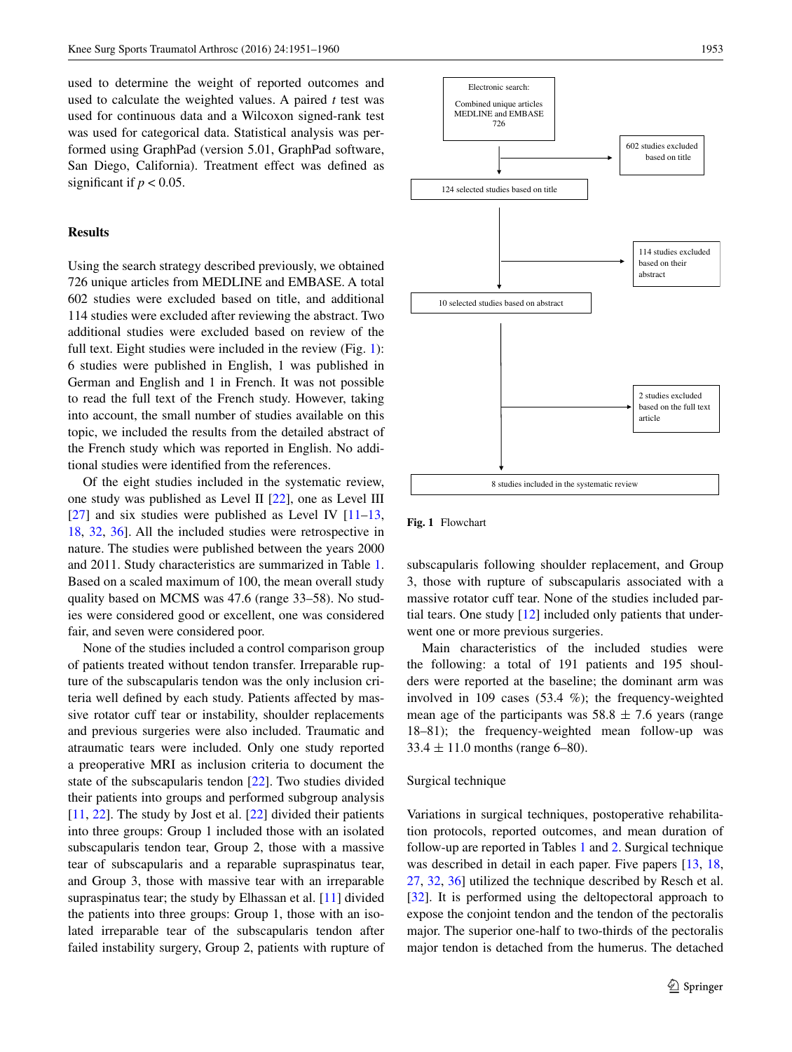used to determine the weight of reported outcomes and used to calculate the weighted values. A paired *t* test was used for continuous data and a Wilcoxon signed-rank test was used for categorical data. Statistical analysis was performed using GraphPad (version 5.01, GraphPad software, San Diego, California). Treatment effect was defined as significant if $p < 0.05$.

## Results

Using the search strategy described previously, we obtained 726 unique articles from MEDLINE and EMBASE. A total 602 studies were excluded based on title, and additional 114 studies were excluded after reviewing the abstract. Two additional studies were excluded based on review of the full text. Eight studies were included in the review (Fig. 1): 6 studies were published in English, 1 was published in German and English and 1 in French. It was not possible to read the full text of the French study. However, taking into account, the small number of studies available on this topic, we included the results from the detailed abstract of the French study which was reported in English. No additional studies were identified from the references.

Of the eight studies included in the systematic review, one study was published as Level II [22], one as Level III [27] and six studies were published as Level IV [11–13, 18, 32, 36]. All the included studies were retrospective in nature. The studies were published between the years 2000 and 2011. Study characteristics are summarized in Table 1. Based on a scaled maximum of 100, the mean overall study quality based on MCMS was 47.6 (range 33–58). No studies were considered good or excellent, one was considered fair, and seven were considered poor.

None of the studies included a control comparison group of patients treated without tendon transfer. Irreparable rupture of the subscapularis tendon was the only inclusion criteria well defined by each study. Patients affected by massive rotator cuff tear or instability, shoulder replacements and previous surgeries were also included. Traumatic and atraumatic tears were included. Only one study reported a preoperative MRI as inclusion criteria to document the state of the subscapularis tendon [22]. Two studies divided their patients into groups and performed subgroup analysis [11, 22]. The study by Jost et al. [22] divided their patients into three groups: Group 1 included those with an isolated subscapularis tendon tear, Group 2, those with a massive tear of subscapularis and a reparable supraspinatus tear, and Group 3, those with massive tear with an irreparable supraspinatus tear; the study by Elhassan et al. [11] divided the patients into three groups: Group 1, those with an isolated irreparable tear of the subscapularis tendon after failed instability surgery, Group 2, patients with rupture of subscapularis following shoulder replacement, and Group 3, those with rupture of subscapularis associated with a massive rotator cuff tear. None of the studies included partial tears. One study [12] included only patients that underwent one or more previous surgeries.

Electronic search:
Combined unique articles MEDLINE and EMBASE 726

→ 602 studies excluded based on title

124 selected studies based on title

→ 114 studies excluded based on their abstract

10 selected studies based on abstract

→ 2 studies excluded based on the full text article

8 studies included in the systematic review

**Fig. 1** Flowchart

Main characteristics of the included studies were the following: a total of 191 patients and 195 shoulders were reported at the baseline; the dominant arm was involved in 109 cases (53.4 %); the frequency-weighted mean age of the participants was 58.8 ± 7.6 years (range 18–81); the frequency-weighted mean follow-up was 33.4 ± 11.0 months (range 6–80).

### Surgical technique

Variations in surgical techniques, postoperative rehabilitation protocols, reported outcomes, and mean duration of follow-up are reported in Tables 1 and 2. Surgical technique was described in detail in each paper. Five papers [13, 18, 27, 32, 36] utilized the technique described by Resch et al. [32]. It is performed using the deltopectoral approach to expose the conjoint tendon and the tendon of the pectoralis major. The superior one-half to two-thirds of the pectoralis major tendon is detached from the humerus. The detached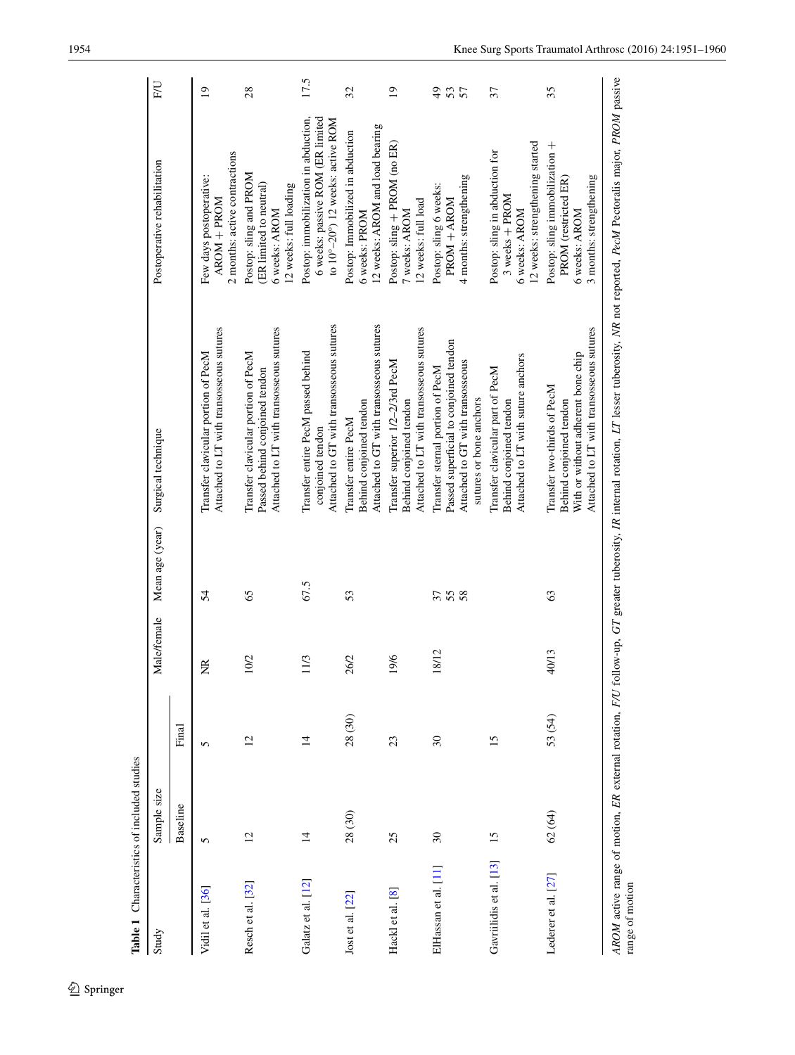**Table 1** Characteristics of included studies

| Study | Sample size | | Male/female | Mean age (year) | Surgical technique | Postoperative rehabilitation | F/U |
|---|---|---|---|---|---|---|---|
| | Baseline | Final | | | | | |
| Vidil et al. [36] | 5 | 5 | NR | 54 | Transfer clavicular portion of PecM<br>Attached to LT with transosseous sutures | Few days postoperative: AROM + PROM<br>2 months: active contractions | 19 |
| Resch et al. [32] | 12 | 12 | 10/2 | 65 | Transfer clavicular portion of PecM<br>Passed behind conjoined tendon<br>Attached to LT with transosseous sutures | Postop: sling and PROM (ER limited to neutral)<br>6 weeks: AROM<br>12 weeks: full loading | 28 |
| Galatz et al. [12] | 14 | 14 | 11/3 | 67.5 | Transfer entire PecM passed behind conjoined tendon<br>Attached to GT with transosseous sutures | Postop: immobilization in abduction, 6 weeks: passive ROM (ER limited to 10°–20°) 12 weeks: active ROM | 17.5 |
| Jost et al. [22] | 28 (30) | 28 (30) | 26/2 | 53 | Transfer entire PecM<br>Behind conjoined tendon<br>Attached to GT with transosseous sutures | Postop: Immobilized in abduction<br>6 weeks: PROM<br>12 weeks: AROM and load bearing | 32 |
| Hackl et al. [8] | 25 | 23 | 19/6 | 53 | Transfer superior 1/2–2/3rd PecM<br>Behind conjoined tendon<br>Attached to LT with transosseous sutures | Postop: sling + PROM (no ER)<br>7 weeks: AROM<br>12 weeks: full load | 19 |
| ElHassan et al. [11] | 30 | 30 | 18/12 | 37<br>55<br>58 | Transfer sternal portion of PecM<br>Passed superficial to conjoined tendon<br>Attached to GT with transosseous sutures or bone anchors | Postop: sling 6 weeks: PROM + AROM<br>4 months: strengthening | 49<br>53<br>57 |
| Gavriilidis et al. [13] | 15 | 15 | | | Transfer clavicular part of PecM<br>Behind conjoined tendon<br>Attached to LT with suture anchors | Postop: sling in abduction for 3 weeks + PROM<br>6 weeks: AROM<br>12 weeks: strengthening started | 37 |
| Lederer et al. [27] | 62 (64) | 53 (54) | 40/13 | 63 | Transfer two-thirds of PecM<br>Behind conjoined tendon<br>With or without adherent bone chip<br>Attached to LT with transosseous sutures | Postop: sling immobilization + PROM (restricted ER)<br>6 weeks: AROM<br>3 months: strengthening | 35 |

*AROM* active range of motion, *ER* external rotation, *F/U* follow-up, *GT* greater tuberosity, *IR* internal rotation, *LT* lesser tuberosity, *NR* not reported, *PecM* Pectoralis major, *PROM* passive range of motion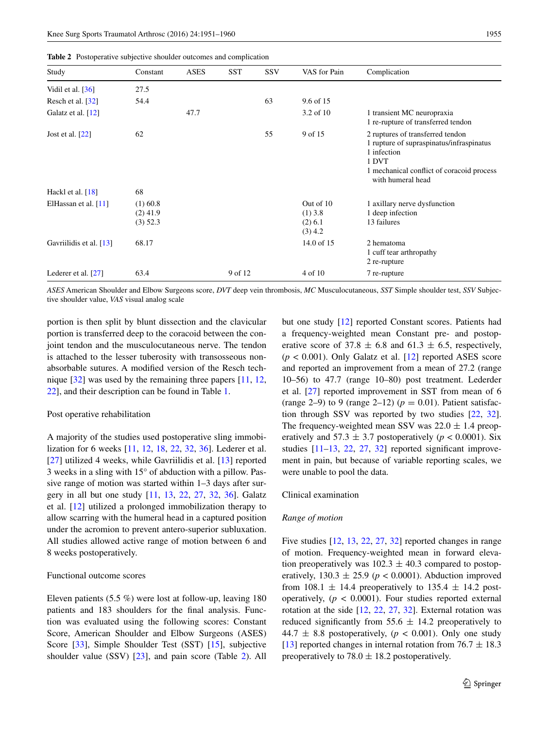**Table 2** Postoperative subjective shoulder outcomes and complication

| Study | Constant | ASES | SST | SSV | VAS for Pain | Complication |
|---|---|---|---|---|---|---|
| Vidil et al. [36] | 27.5 | | | | | |
| Resch et al. [32] | 54.4 | | | 63 | 9.6 of 15 | |
| Galatz et al. [12] | | 47.7 | | | 3.2 of 10 | 1 transient MC neuropraxia<br>1 re-rupture of transferred tendon |
| Jost et al. [22] | 62 | | | 55 | 9 of 15 | 2 ruptures of transferred tendon<br>1 rupture of supraspinatus/infraspinatus<br>1 infection<br>1 DVT<br>1 mechanical conflict of coracoid process with humeral head |
| Hackl et al. [18] | 68 | | | | | |
| ElHassan et al. [11] | (1) 60.8<br>(2) 41.9<br>(3) 52.3 | | | | Out of 10<br>(1) 3.8<br>(2) 6.1<br>(3) 4.2 | 1 axillary nerve dysfunction<br>1 deep infection<br>13 failures |
| Gavriilidis et al. [13] | 68.17 | | | | 14.0 of 15 | 2 hematoma<br>1 cuff tear arthropathy<br>2 re-rupture |
| Lederer et al. [27] | 63.4 | | 9 of 12 | | 4 of 10 | 7 re-rupture |

*ASES* American Shoulder and Elbow Surgeons score, *DVT* deep vein thrombosis, *MC* Musculocutaneous, *SST* Simple shoulder test, *SSV* Subjective shoulder value, *VAS* visual analog scale

portion is then split by blunt dissection and the clavicular portion is transferred deep to the coracoid between the conjoint tendon and the musculocutaneous nerve. The tendon is attached to the lesser tuberosity with transosseous non-absorbable sutures. A modified version of the Resch technique [32] was used by the remaining three papers [11, 12, 22], and their description can be found in Table 1.

### Post operative rehabilitation

A majority of the studies used postoperative sling immobilization for 6 weeks [11, 12, 18, 22, 32, 36]. Lederer et al. [27] utilized 4 weeks, while Gavriilidis et al. [13] reported 3 weeks in a sling with 15° of abduction with a pillow. Passive range of motion was started within 1–3 days after surgery in all but one study [11, 13, 22, 27, 32, 36]. Galatz et al. [12] utilized a prolonged immobilization therapy to allow scarring with the humeral head in a captured position under the acromion to prevent antero-superior subluxation. All studies allowed active range of motion between 6 and 8 weeks postoperatively.

### Functional outcome scores

Eleven patients (5.5 %) were lost at follow-up, leaving 180 patients and 183 shoulders for the final analysis. Function was evaluated using the following scores: Constant Score, American Shoulder and Elbow Surgeons (ASES) Score [33], Simple Shoulder Test (SST) [15], subjective shoulder value (SSV) [23], and pain score (Table 2). All but one study [12] reported Constant scores. Patients had a frequency-weighted mean Constant pre- and postoperative score of 37.8 ± 6.8 and 61.3 ± 6.5, respectively, ($p < 0.001$). Only Galatz et al. [12] reported ASES score and reported an improvement from a mean of 27.2 (range 10–56) to 47.7 (range 10–80) post treatment. Lederder et al. [27] reported improvement in SST from mean of 6 (range 2–9) to 9 (range 2–12) ($p = 0.01$). Patient satisfaction through SSV was reported by two studies [22, 32]. The frequency-weighted mean SSV was 22.0 ± 1.4 preoperatively and 57.3 ± 3.7 postoperatively ($p < 0.0001$). Six studies [11–13, 22, 27, 32] reported significant improvement in pain, but because of variable reporting scales, we were unable to pool the data.

### Clinical examination

#### *Range of motion*

Five studies [12, 13, 22, 27, 32] reported changes in range of motion. Frequency-weighted mean in forward elevation preoperatively was 102.3 ± 40.3 compared to postoperatively, 130.3 ± 25.9 ($p < 0.0001$). Abduction improved from 108.1 ± 14.4 preoperatively to 135.4 ± 14.2 postoperatively, ($p < 0.0001$). Four studies reported external rotation at the side [12, 22, 27, 32]. External rotation was reduced significantly from 55.6 ± 14.2 preoperatively to 44.7 ± 8.8 postoperatively, ($p < 0.001$). Only one study [13] reported changes in internal rotation from 76.7 ± 18.3 preoperatively to 78.0 ± 18.2 postoperatively.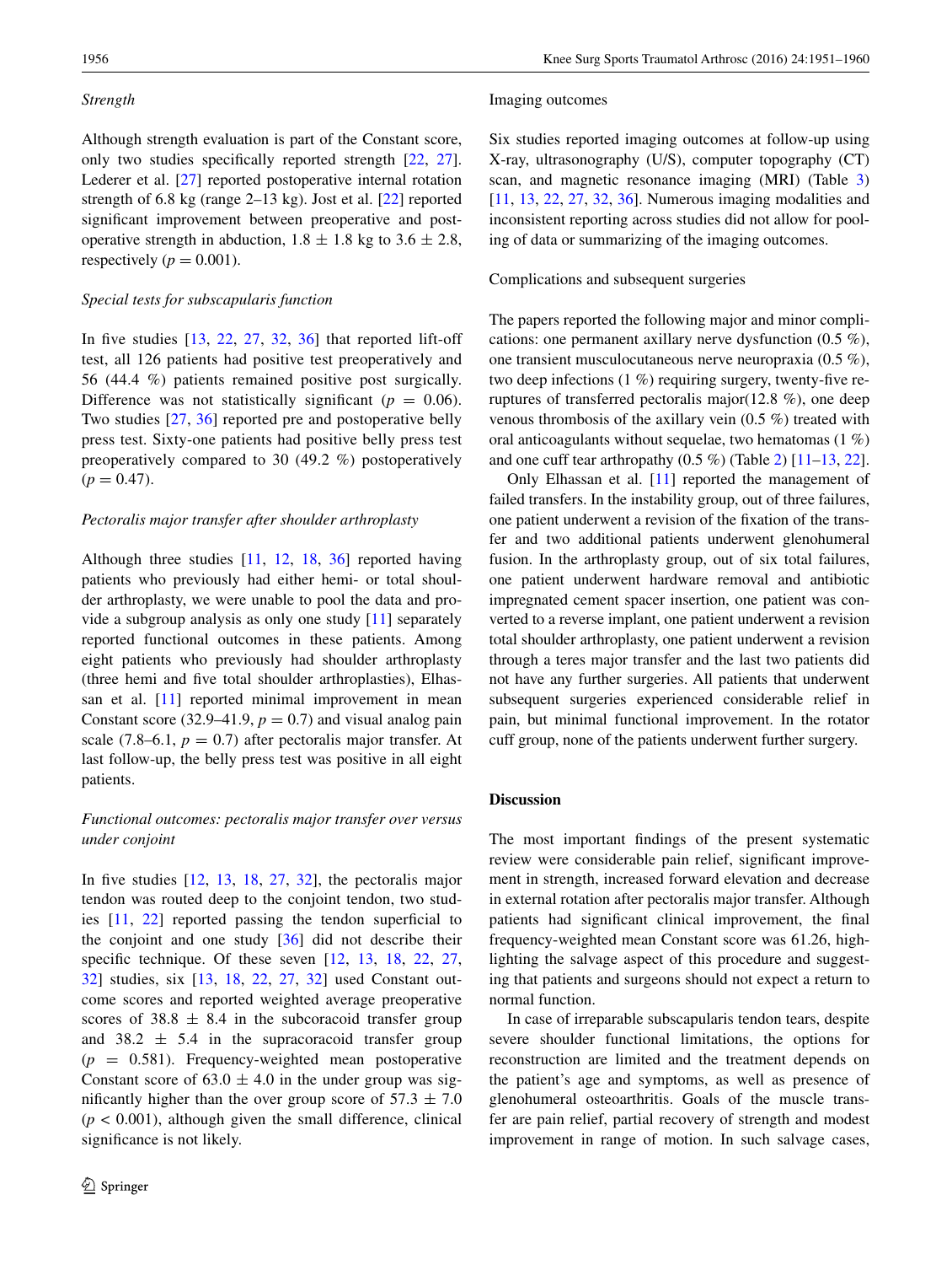*Strength*

Although strength evaluation is part of the Constant score, only two studies specifically reported strength [22, 27]. Lederer et al. [27] reported postoperative internal rotation strength of 6.8 kg (range 2–13 kg). Jost et al. [22] reported significant improvement between preoperative and postoperative strength in abduction, 1.8 ± 1.8 kg to 3.6 ± 2.8, respectively ($p = 0.001$).

*Special tests for subscapularis function*

In five studies [13, 22, 27, 32, 36] that reported lift-off test, all 126 patients had positive test preoperatively and 56 (44.4 %) patients remained positive post surgically. Difference was not statistically significant ($p = 0.06$). Two studies [27, 36] reported pre and postoperative belly press test. Sixty-one patients had positive belly press test preoperatively compared to 30 (49.2 %) postoperatively ($p = 0.47$).

*Pectoralis major transfer after shoulder arthroplasty*

Although three studies [11, 12, 18, 36] reported having patients who previously had either hemi- or total shoulder arthroplasty, we were unable to pool the data and provide a subgroup analysis as only one study [11] separately reported functional outcomes in these patients. Among eight patients who previously had shoulder arthroplasty (three hemi and five total shoulder arthroplasties), Elhassan et al. [11] reported minimal improvement in mean Constant score (32.9–41.9, $p = 0.7$) and visual analog pain scale (7.8–6.1, $p = 0.7$) after pectoralis major transfer. At last follow-up, the belly press test was positive in all eight patients.

*Functional outcomes: pectoralis major transfer over versus under conjoint*

In five studies [12, 13, 18, 27, 32], the pectoralis major tendon was routed deep to the conjoint tendon, two studies [11, 22] reported passing the tendon superficial to the conjoint and one study [36] did not describe their specific technique. Of these seven [12, 13, 18, 22, 27, 32] studies, six [13, 18, 22, 27, 32] used Constant outcome scores and reported weighted average preoperative scores of 38.8 ± 8.4 in the subcoracoid transfer group and 38.2 ± 5.4 in the supracoracoid transfer group ($p = 0.581$). Frequency-weighted mean postoperative Constant score of 63.0 ± 4.0 in the under group was significantly higher than the over group score of 57.3 ± 7.0 ($p < 0.001$), although given the small difference, clinical significance is not likely.

Imaging outcomes

Six studies reported imaging outcomes at follow-up using X-ray, ultrasonography (U/S), computer topography (CT) scan, and magnetic resonance imaging (MRI) (Table 3) [11, 13, 22, 27, 32, 36]. Numerous imaging modalities and inconsistent reporting across studies did not allow for pooling of data or summarizing of the imaging outcomes.

Complications and subsequent surgeries

The papers reported the following major and minor complications: one permanent axillary nerve dysfunction (0.5 %), one transient musculocutaneous nerve neuropraxia (0.5 %), two deep infections (1 %) requiring surgery, twenty-five reruptures of transferred pectoralis major(12.8 %), one deep venous thrombosis of the axillary vein (0.5 %) treated with oral anticoagulants without sequelae, two hematomas (1 %) and one cuff tear arthropathy (0.5 %) (Table 2) [11–13, 22].

Only Elhassan et al. [11] reported the management of failed transfers. In the instability group, out of three failures, one patient underwent a revision of the fixation of the transfer and two additional patients underwent glenohumeral fusion. In the arthroplasty group, out of six total failures, one patient underwent hardware removal and antibiotic impregnated cement spacer insertion, one patient was converted to a reverse implant, one patient underwent a revision total shoulder arthroplasty, one patient underwent a revision through a teres major transfer and the last two patients did not have any further surgeries. All patients that underwent subsequent surgeries experienced considerable relief in pain, but minimal functional improvement. In the rotator cuff group, none of the patients underwent further surgery.

## Discussion

The most important findings of the present systematic review were considerable pain relief, significant improvement in strength, increased forward elevation and decrease in external rotation after pectoralis major transfer. Although patients had significant clinical improvement, the final frequency-weighted mean Constant score was 61.26, highlighting the salvage aspect of this procedure and suggesting that patients and surgeons should not expect a return to normal function.

In case of irreparable subscapularis tendon tears, despite severe shoulder functional limitations, the options for reconstruction are limited and the treatment depends on the patient's age and symptoms, as well as presence of glenohumeral osteoarthritis. Goals of the muscle transfer are pain relief, partial recovery of strength and modest improvement in range of motion. In such salvage cases,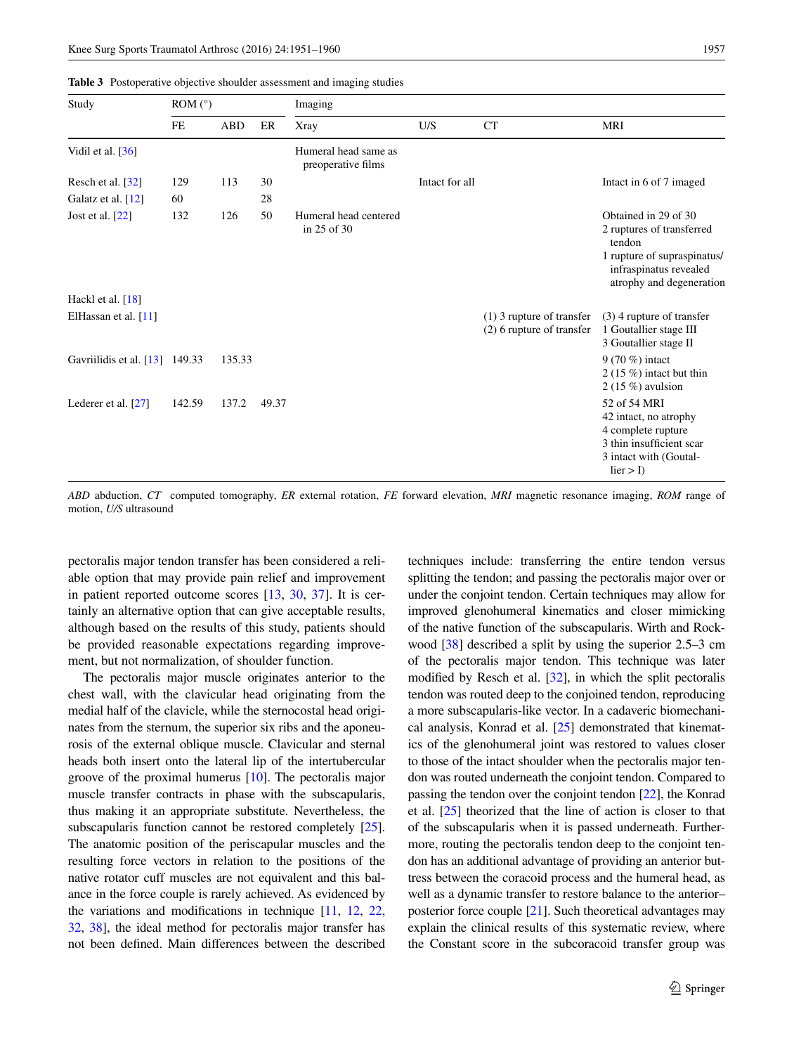**Table 3** Postoperative objective shoulder assessment and imaging studies

| Study | ROM (°) | | | Imaging | | | |
|---|---|---|---|---|---|---|---|
| | FE | ABD | ER | Xray | U/S | CT | MRI |
| Vidil et al. [36] | | | | Humeral head same as preoperative films | | | |
| Resch et al. [32] | 129 | 113 | 30 | | Intact for all | | Intact in 6 of 7 imaged |
| Galatz et al. [12] | 60 | | 28 | | | | |
| Jost et al. [22] | 132 | 126 | 50 | Humeral head centered in 25 of 30 | | | Obtained in 29 of 30<br>2 ruptures of transferred tendon<br>1 rupture of supraspinatus/infraspinatus revealed atrophy and degeneration |
| Hackl et al. [18] | | | | | | | |
| ElHassan et al. [11] | | | | | | (1) 3 rupture of transfer<br>(2) 6 rupture of transfer | (3) 4 rupture of transfer<br>1 Goutallier stage III<br>3 Goutallier stage II |
| Gavriilidis et al. [13] | 149.33 | 135.33 | | | | | 9 (70 %) intact<br>2 (15 %) intact but thin<br>2 (15 %) avulsion |
| Lederer et al. [27] | 142.59 | 137.2 | 49.37 | | | | 52 of 54 MRI<br>42 intact, no atrophy<br>4 complete rupture<br>3 thin insufficient scar<br>3 intact with (Goutallier > I) |

*ABD* abduction, *CT* computed tomography, *ER* external rotation, *FE* forward elevation, *MRI* magnetic resonance imaging, *ROM* range of motion, *U/S* ultrasound

pectoralis major tendon transfer has been considered a reliable option that may provide pain relief and improvement in patient reported outcome scores [13, 30, 37]. It is certainly an alternative option that can give acceptable results, although based on the results of this study, patients should be provided reasonable expectations regarding improvement, but not normalization, of shoulder function.

The pectoralis major muscle originates anterior to the chest wall, with the clavicular head originating from the medial half of the clavicle, while the sternocostal head originates from the sternum, the superior six ribs and the aponeurosis of the external oblique muscle. Clavicular and sternal heads both insert onto the lateral lip of the intertubercular groove of the proximal humerus [10]. The pectoralis major muscle transfer contracts in phase with the subscapularis, thus making it an appropriate substitute. Nevertheless, the subscapularis function cannot be restored completely [25]. The anatomic position of the periscapular muscles and the resulting force vectors in relation to the positions of the native rotator cuff muscles are not equivalent and this balance in the force couple is rarely achieved. As evidenced by the variations and modifications in technique [11, 12, 22, 32, 38], the ideal method for pectoralis major transfer has not been defined. Main differences between the described techniques include: transferring the entire tendon versus splitting the tendon; and passing the pectoralis major over or under the conjoint tendon. Certain techniques may allow for improved glenohumeral kinematics and closer mimicking of the native function of the subscapularis. Wirth and Rockwood [38] described a split by using the superior 2.5–3 cm of the pectoralis major tendon. This technique was later modified by Resch et al. [32], in which the split pectoralis tendon was routed deep to the conjoined tendon, reproducing a more subscapularis-like vector. In a cadaveric biomechanical analysis, Konrad et al. [25] demonstrated that kinematics of the glenohumeral joint was restored to values closer to those of the intact shoulder when the pectoralis major tendon was routed underneath the conjoint tendon. Compared to passing the tendon over the conjoint tendon [22], the Konrad et al. [25] theorized that the line of action is closer to that of the subscapularis when it is passed underneath. Furthermore, routing the pectoralis tendon deep to the conjoint tendon has an additional advantage of providing an anterior buttress between the coracoid process and the humeral head, as well as a dynamic transfer to restore balance to the anterior–posterior force couple [21]. Such theoretical advantages may explain the clinical results of this systematic review, where the Constant score in the subcoracoid transfer group was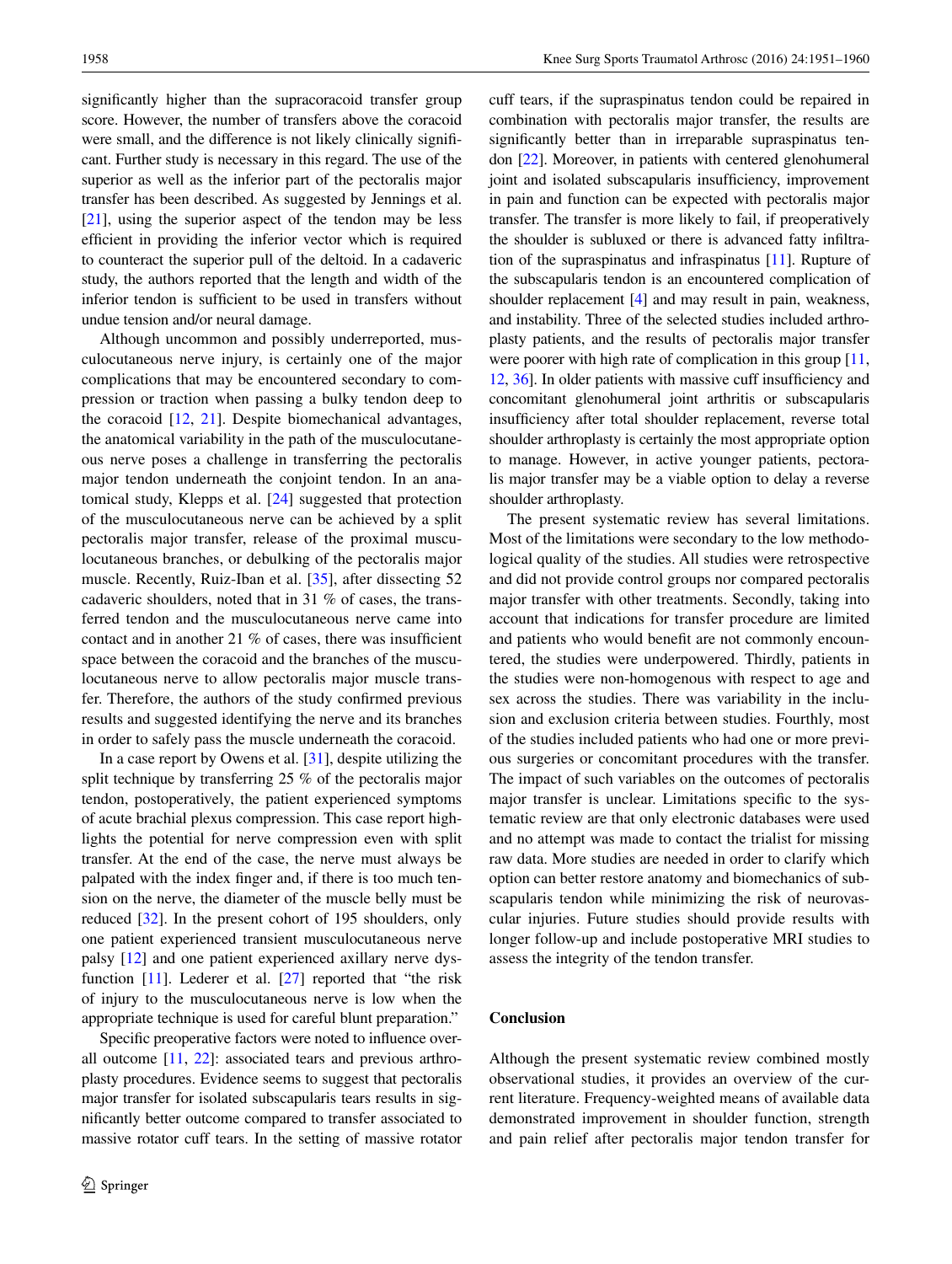significantly higher than the supracoracoid transfer group score. However, the number of transfers above the coracoid were small, and the difference is not likely clinically significant. Further study is necessary in this regard. The use of the superior as well as the inferior part of the pectoralis major transfer has been described. As suggested by Jennings et al. [21], using the superior aspect of the tendon may be less efficient in providing the inferior vector which is required to counteract the superior pull of the deltoid. In a cadaveric study, the authors reported that the length and width of the inferior tendon is sufficient to be used in transfers without undue tension and/or neural damage.

Although uncommon and possibly underreported, musculocutaneous nerve injury, is certainly one of the major complications that may be encountered secondary to compression or traction when passing a bulky tendon deep to the coracoid [12, 21]. Despite biomechanical advantages, the anatomical variability in the path of the musculocutaneous nerve poses a challenge in transferring the pectoralis major tendon underneath the conjoint tendon. In an anatomical study, Klepps et al. [24] suggested that protection of the musculocutaneous nerve can be achieved by a split pectoralis major transfer, release of the proximal musculocutaneous branches, or debulking of the pectoralis major muscle. Recently, Ruiz-Iban et al. [35], after dissecting 52 cadaveric shoulders, noted that in 31 % of cases, the transferred tendon and the musculocutaneous nerve came into contact and in another 21 % of cases, there was insufficient space between the coracoid and the branches of the musculocutaneous nerve to allow pectoralis major muscle transfer. Therefore, the authors of the study confirmed previous results and suggested identifying the nerve and its branches in order to safely pass the muscle underneath the coracoid.

In a case report by Owens et al. [31], despite utilizing the split technique by transferring 25 % of the pectoralis major tendon, postoperatively, the patient experienced symptoms of acute brachial plexus compression. This case report highlights the potential for nerve compression even with split transfer. At the end of the case, the nerve must always be palpated with the index finger and, if there is too much tension on the nerve, the diameter of the muscle belly must be reduced [32]. In the present cohort of 195 shoulders, only one patient experienced transient musculocutaneous nerve palsy [12] and one patient experienced axillary nerve dysfunction [11]. Lederer et al. [27] reported that "the risk of injury to the musculocutaneous nerve is low when the appropriate technique is used for careful blunt preparation."

Specific preoperative factors were noted to influence overall outcome [11, 22]: associated tears and previous arthroplasty procedures. Evidence seems to suggest that pectoralis major transfer for isolated subscapularis tears results in significantly better outcome compared to transfer associated to massive rotator cuff tears. In the setting of massive rotator cuff tears, if the supraspinatus tendon could be repaired in combination with pectoralis major transfer, the results are significantly better than in irreparable supraspinatus tendon [22]. Moreover, in patients with centered glenohumeral joint and isolated subscapularis insufficiency, improvement in pain and function can be expected with pectoralis major transfer. The transfer is more likely to fail, if preoperatively the shoulder is subluxed or there is advanced fatty infiltration of the supraspinatus and infraspinatus [11]. Rupture of the subscapularis tendon is an encountered complication of shoulder replacement [4] and may result in pain, weakness, and instability. Three of the selected studies included arthroplasty patients, and the results of pectoralis major transfer were poorer with high rate of complication in this group [11, 12, 36]. In older patients with massive cuff insufficiency and concomitant glenohumeral joint arthritis or subscapularis insufficiency after total shoulder replacement, reverse total shoulder arthroplasty is certainly the most appropriate option to manage. However, in active younger patients, pectoralis major transfer may be a viable option to delay a reverse shoulder arthroplasty.

The present systematic review has several limitations. Most of the limitations were secondary to the low methodological quality of the studies. All studies were retrospective and did not provide control groups nor compared pectoralis major transfer with other treatments. Secondly, taking into account that indications for transfer procedure are limited and patients who would benefit are not commonly encountered, the studies were underpowered. Thirdly, patients in the studies were non-homogenous with respect to age and sex across the studies. There was variability in the inclusion and exclusion criteria between studies. Fourthly, most of the studies included patients who had one or more previous surgeries or concomitant procedures with the transfer. The impact of such variables on the outcomes of pectoralis major transfer is unclear. Limitations specific to the systematic review are that only electronic databases were used and no attempt was made to contact the trialist for missing raw data. More studies are needed in order to clarify which option can better restore anatomy and biomechanics of subscapularis tendon while minimizing the risk of neurovascular injuries. Future studies should provide results with longer follow-up and include postoperative MRI studies to assess the integrity of the tendon transfer.

## Conclusion

Although the present systematic review combined mostly observational studies, it provides an overview of the current literature. Frequency-weighted means of available data demonstrated improvement in shoulder function, strength and pain relief after pectoralis major tendon transfer for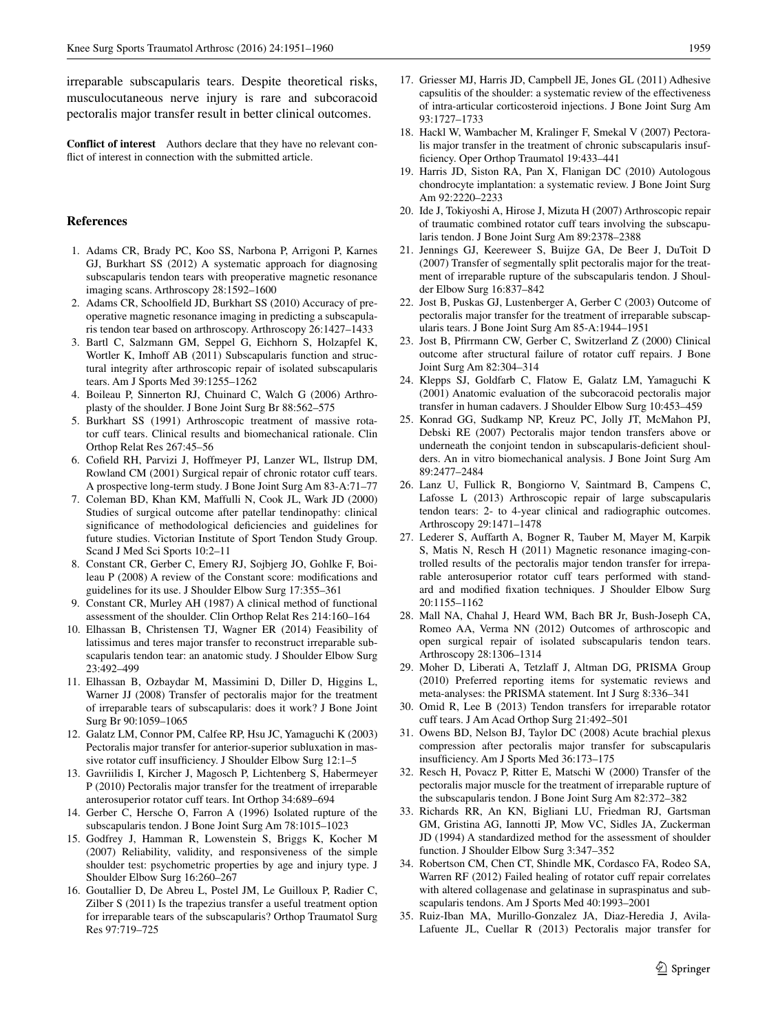irreparable subscapularis tears. Despite theoretical risks, musculocutaneous nerve injury is rare and subcoracoid pectoralis major transfer result in better clinical outcomes.

**Conflict of interest** Authors declare that they have no relevant conflict of interest in connection with the submitted article.

## References

1. Adams CR, Brady PC, Koo SS, Narbona P, Arrigoni P, Karnes GJ, Burkhart SS (2012) A systematic approach for diagnosing subscapularis tendon tears with preoperative magnetic resonance imaging scans. Arthroscopy 28:1592–1600
2. Adams CR, Schoolfield JD, Burkhart SS (2010) Accuracy of preoperative magnetic resonance imaging in predicting a subscapularis tendon tear based on arthroscopy. Arthroscopy 26:1427–1433
3. Bartl C, Salzmann GM, Seppel G, Eichhorn S, Holzapfel K, Wortler K, Imhoff AB (2011) Subscapularis function and structural integrity after arthroscopic repair of isolated subscapularis tears. Am J Sports Med 39:1255–1262
4. Boileau P, Sinnerton RJ, Chuinard C, Walch G (2006) Arthroplasty of the shoulder. J Bone Joint Surg Br 88:562–575
5. Burkhart SS (1991) Arthroscopic treatment of massive rotator cuff tears. Clinical results and biomechanical rationale. Clin Orthop Relat Res 267:45–56
6. Cofield RH, Parvizi J, Hoffmeyer PJ, Lanzer WL, Ilstrup DM, Rowland CM (2001) Surgical repair of chronic rotator cuff tears. A prospective long-term study. J Bone Joint Surg Am 83-A:71–77
7. Coleman BD, Khan KM, Maffulli N, Cook JL, Wark JD (2000) Studies of surgical outcome after patellar tendinopathy: clinical significance of methodological deficiencies and guidelines for future studies. Victorian Institute of Sport Tendon Study Group. Scand J Med Sci Sports 10:2–11
8. Constant CR, Gerber C, Emery RJ, Sojbjerg JO, Gohlke F, Boileau P (2008) A review of the Constant score: modifications and guidelines for its use. J Shoulder Elbow Surg 17:355–361
9. Constant CR, Murley AH (1987) A clinical method of functional assessment of the shoulder. Clin Orthop Relat Res 214:160–164
10. Elhassan B, Christensen TJ, Wagner ER (2014) Feasibility of latissimus and teres major transfer to reconstruct irreparable subscapularis tendon tear: an anatomic study. J Shoulder Elbow Surg 23:492–499
11. Elhassan B, Ozbaydar M, Massimini D, Diller D, Higgins L, Warner JJ (2008) Transfer of pectoralis major for the treatment of irreparable tears of subscapularis: does it work? J Bone Joint Surg Br 90:1059–1065
12. Galatz LM, Connor PM, Calfee RP, Hsu JC, Yamaguchi K (2003) Pectoralis major transfer for anterior-superior subluxation in massive rotator cuff insufficiency. J Shoulder Elbow Surg 12:1–5
13. Gavriilidis I, Kircher J, Magosch P, Lichtenberg S, Habermeyer P (2010) Pectoralis major transfer for the treatment of irreparable anterosuperior rotator cuff tears. Int Orthop 34:689–694
14. Gerber C, Hersche O, Farron A (1996) Isolated rupture of the subscapularis tendon. J Bone Joint Surg Am 78:1015–1023
15. Godfrey J, Hamman R, Lowenstein S, Briggs K, Kocher M (2007) Reliability, validity, and responsiveness of the simple shoulder test: psychometric properties by age and injury type. J Shoulder Elbow Surg 16:260–267
16. Goutallier D, De Abreu L, Postel JM, Le Guilloux P, Radier C, Zilber S (2011) Is the trapezius transfer a useful treatment option for irreparable tears of the subscapularis? Orthop Traumatol Surg Res 97:719–725
17. Griesser MJ, Harris JD, Campbell JE, Jones GL (2011) Adhesive capsulitis of the shoulder: a systematic review of the effectiveness of intra-articular corticosteroid injections. J Bone Joint Surg Am 93:1727–1733
18. Hackl W, Wambacher M, Kralinger F, Smekal V (2007) Pectoralis major transfer in the treatment of chronic subscapularis insufficiency. Oper Orthop Traumatol 19:433–441
19. Harris JD, Siston RA, Pan X, Flanigan DC (2010) Autologous chondrocyte implantation: a systematic review. J Bone Joint Surg Am 92:2220–2233
20. Ide J, Tokiyoshi A, Hirose J, Mizuta H (2007) Arthroscopic repair of traumatic combined rotator cuff tears involving the subscapularis tendon. J Bone Joint Surg Am 89:2378–2388
21. Jennings GJ, Keereweer S, Buijze GA, De Beer J, DuToit D (2007) Transfer of segmentally split pectoralis major for the treatment of irreparable rupture of the subscapularis tendon. J Shoulder Elbow Surg 16:837–842
22. Jost B, Puskas GJ, Lustenberger A, Gerber C (2003) Outcome of pectoralis major transfer for the treatment of irreparable subscapularis tears. J Bone Joint Surg Am 85-A:1944–1951
23. Jost B, Pfirrmann CW, Gerber C, Switzerland Z (2000) Clinical outcome after structural failure of rotator cuff repairs. J Bone Joint Surg Am 82:304–314
24. Klepps SJ, Goldfarb C, Flatow E, Galatz LM, Yamaguchi K (2001) Anatomic evaluation of the subcoracoid pectoralis major transfer in human cadavers. J Shoulder Elbow Surg 10:453–459
25. Konrad GG, Sudkamp NP, Kreuz PC, Jolly JT, McMahon PJ, Debski RE (2007) Pectoralis major tendon transfers above or underneath the conjoint tendon in subscapularis-deficient shoulders. An in vitro biomechanical analysis. J Bone Joint Surg Am 89:2477–2484
26. Lanz U, Fullick R, Bongiorno V, Saintmard B, Campens C, Lafosse L (2013) Arthroscopic repair of large subscapularis tendon tears: 2- to 4-year clinical and radiographic outcomes. Arthroscopy 29:1471–1478
27. Lederer S, Auffarth A, Bogner R, Tauber M, Mayer M, Karpik S, Matis N, Resch H (2011) Magnetic resonance imaging-controlled results of the pectoralis major tendon transfer for irreparable anterosuperior rotator cuff tears performed with standard and modified fixation techniques. J Shoulder Elbow Surg 20:1155–1162
28. Mall NA, Chahal J, Heard WM, Bach BR Jr, Bush-Joseph CA, Romeo AA, Verma NN (2012) Outcomes of arthroscopic and open surgical repair of isolated subscapularis tendon tears. Arthroscopy 28:1306–1314
29. Moher D, Liberati A, Tetzlaff J, Altman DG, PRISMA Group (2010) Preferred reporting items for systematic reviews and meta-analyses: the PRISMA statement. Int J Surg 8:336–341
30. Omid R, Lee B (2013) Tendon transfers for irreparable rotator cuff tears. J Am Acad Orthop Surg 21:492–501
31. Owens BD, Nelson BJ, Taylor DC (2008) Acute brachial plexus compression after pectoralis major transfer for subscapularis insufficiency. Am J Sports Med 36:173–175
32. Resch H, Povacz P, Ritter E, Matschi W (2000) Transfer of the pectoralis major muscle for the treatment of irreparable rupture of the subscapularis tendon. J Bone Joint Surg Am 82:372–382
33. Richards RR, An KN, Bigliani LU, Friedman RJ, Gartsman GM, Gristina AG, Iannotti JP, Mow VC, Sidles JA, Zuckerman JD (1994) A standardized method for the assessment of shoulder function. J Shoulder Elbow Surg 3:347–352
34. Robertson CM, Chen CT, Shindle MK, Cordasco FA, Rodeo SA, Warren RF (2012) Failed healing of rotator cuff repair correlates with altered collagenase and gelatinase in supraspinatus and subscapularis tendons. Am J Sports Med 40:1993–2001
35. Ruiz-Iban MA, Murillo-Gonzalez JA, Diaz-Heredia J, Avila-Lafuente JL, Cuellar R (2013) Pectoralis major transfer for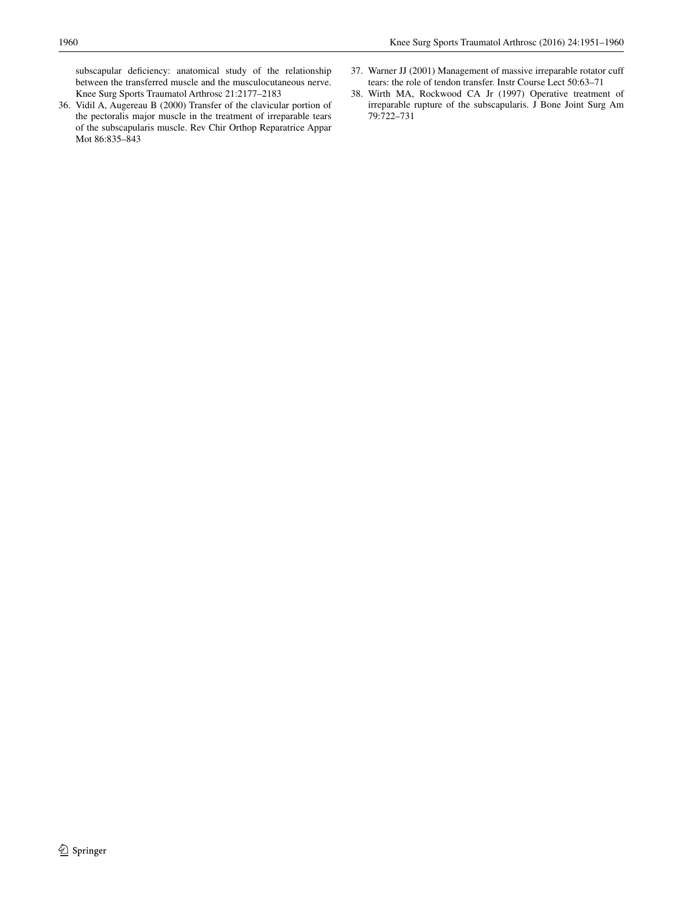subscapular deficiency: anatomical study of the relationship between the transferred muscle and the musculocutaneous nerve. Knee Surg Sports Traumatol Arthrosc 21:2177–2183

36. Vidil A, Augereau B (2000) Transfer of the clavicular portion of the pectoralis major muscle in the treatment of irreparable tears of the subscapularis muscle. Rev Chir Orthop Reparatrice Appar Mot 86:835–843
37. Warner JJ (2001) Management of massive irreparable rotator cuff tears: the role of tendon transfer. Instr Course Lect 50:63–71
38. Wirth MA, Rockwood CA Jr (1997) Operative treatment of irreparable rupture of the subscapularis. J Bone Joint Surg Am 79:722–731